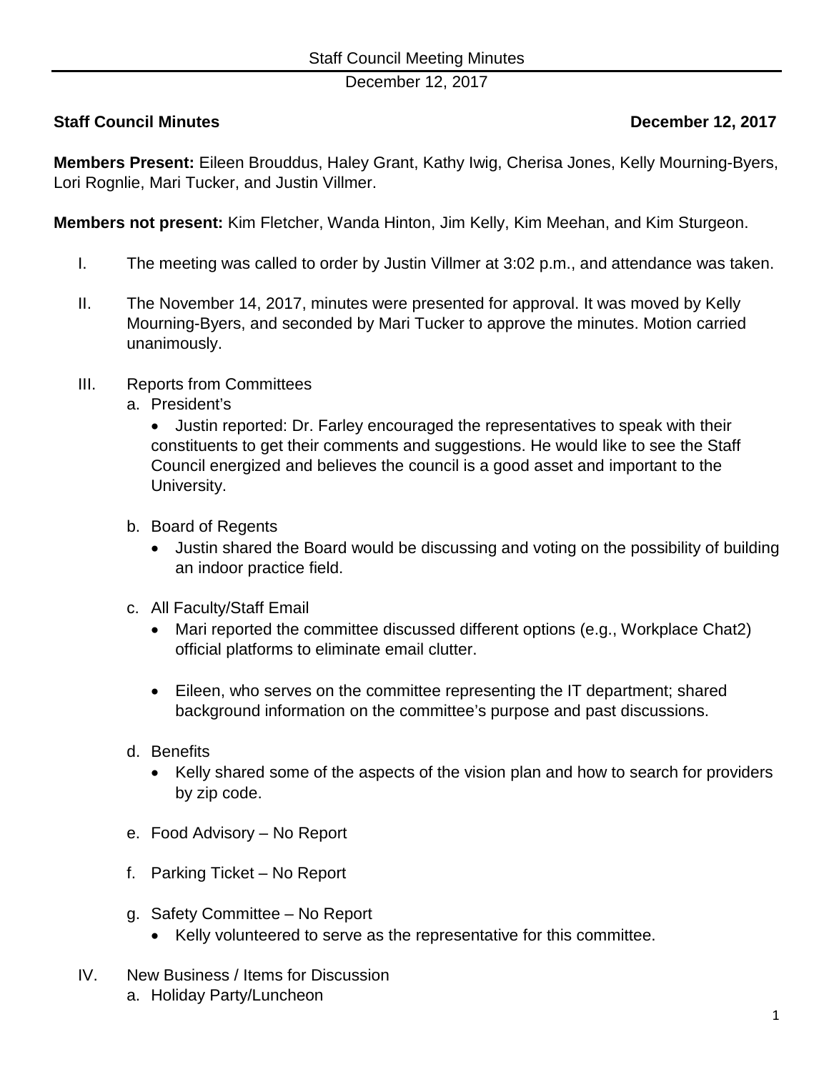**Staff Council Minutes** **December 12, 2017**

**Members Present:** Eileen Brouddus, Haley Grant, Kathy Iwig, Cherisa Jones, Kelly Mourning-Byers, Lori Rognlie, Mari Tucker, and Justin Villmer.

**Members not present:** Kim Fletcher, Wanda Hinton, Jim Kelly, Kim Meehan, and Kim Sturgeon.

I. The meeting was called to order by Justin Villmer at 3:02 p.m., and attendance was taken.

II. The November 14, 2017, minutes were presented for approval. It was moved by Kelly Mourning-Byers, and seconded by Mari Tucker to approve the minutes. Motion carried unanimously.

III. Reports from Committees

a. President's

- Justin reported: Dr. Farley encouraged the representatives to speak with their constituents to get their comments and suggestions. He would like to see the Staff Council energized and believes the council is a good asset and important to the University.

b. Board of Regents

- Justin shared the Board would be discussing and voting on the possibility of building an indoor practice field.

c. All Faculty/Staff Email

- Mari reported the committee discussed different options (e.g., Workplace Chat2) official platforms to eliminate email clutter.
- Eileen, who serves on the committee representing the IT department; shared background information on the committee's purpose and past discussions.

d. Benefits

- Kelly shared some of the aspects of the vision plan and how to search for providers by zip code.

e. Food Advisory – No Report

f. Parking Ticket – No Report

g. Safety Committee – No Report

- Kelly volunteered to serve as the representative for this committee.

IV. New Business / Items for Discussion

a. Holiday Party/Luncheon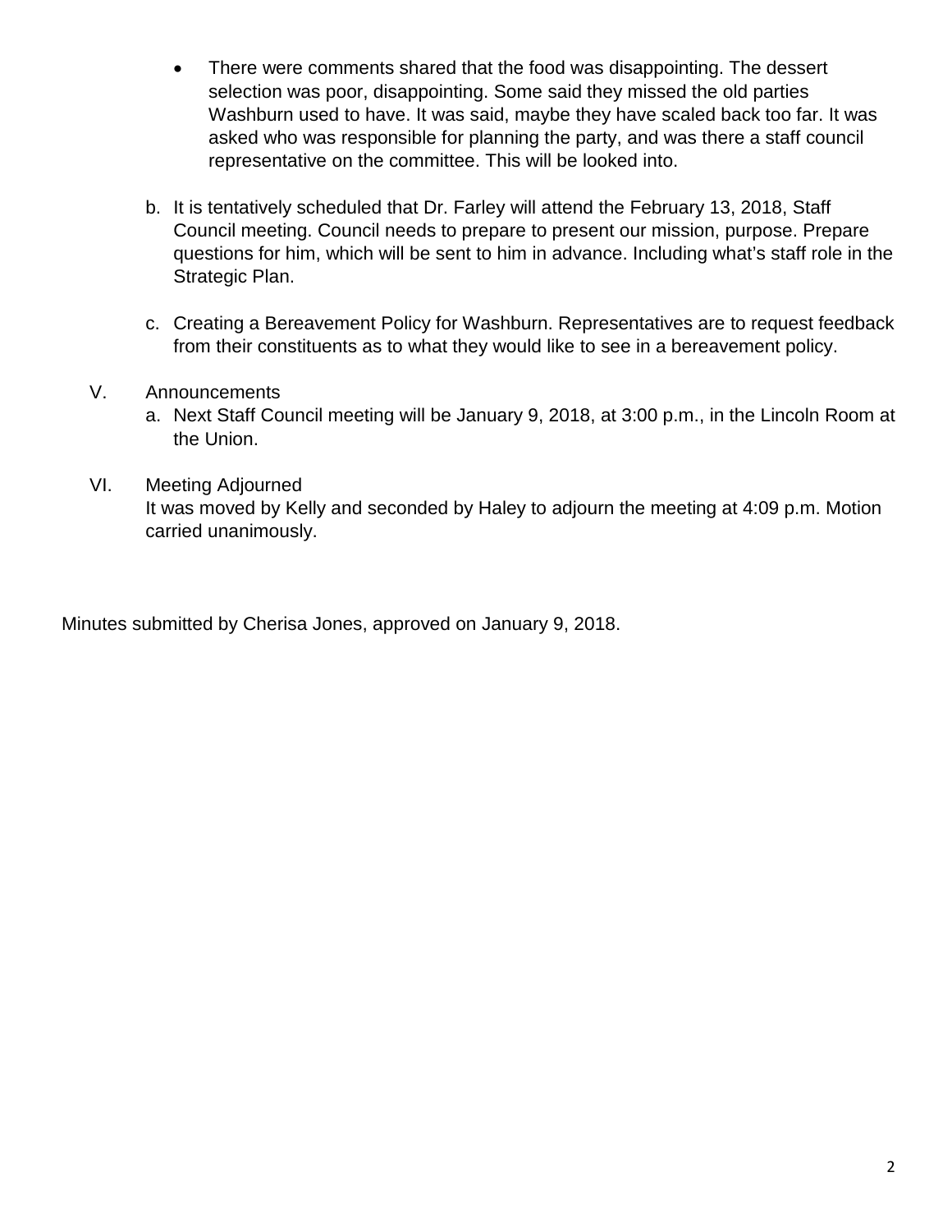- There were comments shared that the food was disappointing. The dessert selection was poor, disappointing. Some said they missed the old parties Washburn used to have. It was said, maybe they have scaled back too far. It was asked who was responsible for planning the party, and was there a staff council representative on the committee. This will be looked into.

b. It is tentatively scheduled that Dr. Farley will attend the February 13, 2018, Staff Council meeting. Council needs to prepare to present our mission, purpose. Prepare questions for him, which will be sent to him in advance. Including what's staff role in the Strategic Plan.

c. Creating a Bereavement Policy for Washburn. Representatives are to request feedback from their constituents as to what they would like to see in a bereavement policy.

V. Announcements

a. Next Staff Council meeting will be January 9, 2018, at 3:00 p.m., in the Lincoln Room at the Union.

VI. Meeting Adjourned

It was moved by Kelly and seconded by Haley to adjourn the meeting at 4:09 p.m. Motion carried unanimously.

Minutes submitted by Cherisa Jones, approved on January 9, 2018.